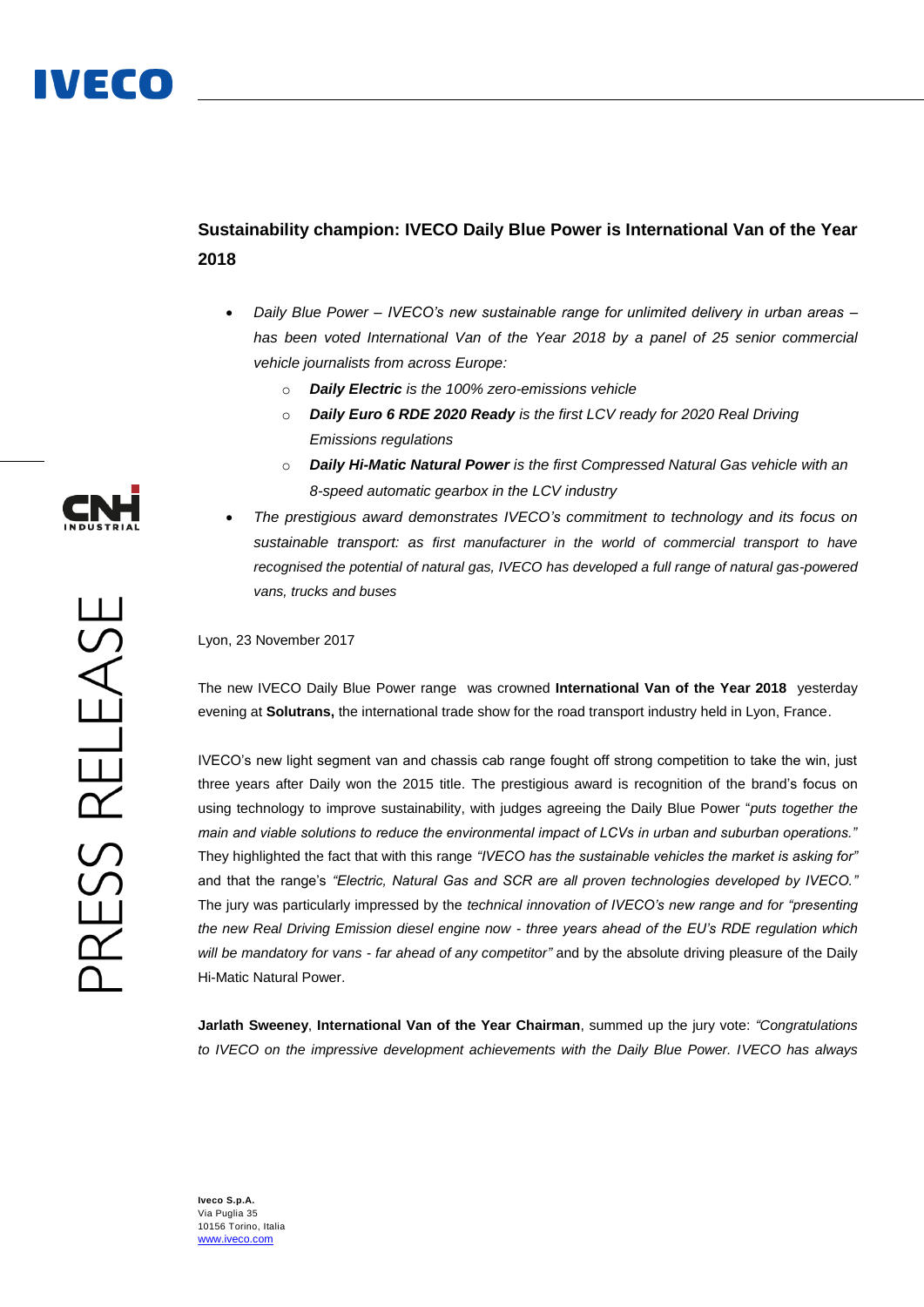# Sustainability champion: IVECO Daily Blue Power is International Van of the Year 2018

- *Daily Blue Power – IVECO's new sustainable range for unlimited delivery in urban areas – has been voted International Van of the Year 2018 by a panel of 25 senior commercial vehicle journalists from across Europe:*
  - ***Daily Electric** is the 100% zero-emissions vehicle*
  - ***Daily Euro 6 RDE 2020 Ready** is the first LCV ready for 2020 Real Driving Emissions regulations*
  - ***Daily Hi-Matic Natural Power** is the first Compressed Natural Gas vehicle with an 8-speed automatic gearbox in the LCV industry*
- *The prestigious award demonstrates IVECO's commitment to technology and its focus on sustainable transport: as first manufacturer in the world of commercial transport to have recognised the potential of natural gas, IVECO has developed a full range of natural gas-powered vans, trucks and buses*

Lyon, 23 November 2017

The new IVECO Daily Blue Power range was crowned **International Van of the Year 2018** yesterday evening at **Solutrans,** the international trade show for the road transport industry held in Lyon, France.

IVECO's new light segment van and chassis cab range fought off strong competition to take the win, just three years after Daily won the 2015 title. The prestigious award is recognition of the brand's focus on using technology to improve sustainability, with judges agreeing the Daily Blue Power "*puts together the main and viable solutions to reduce the environmental impact of LCVs in urban and suburban operations."* They highlighted the fact that with this range *"IVECO has the sustainable vehicles the market is asking for"* and that the range's *"Electric, Natural Gas and SCR are all proven technologies developed by IVECO."* The jury was particularly impressed by the *technical innovation of IVECO's new range and for "presenting the new Real Driving Emission diesel engine now - three years ahead of the EU's RDE regulation which will be mandatory for vans - far ahead of any competitor"* and by the absolute driving pleasure of the Daily Hi-Matic Natural Power.

**Jarlath Sweeney**, **International Van of the Year Chairman**, summed up the jury vote: *"Congratulations to IVECO on the impressive development achievements with the Daily Blue Power. IVECO has always*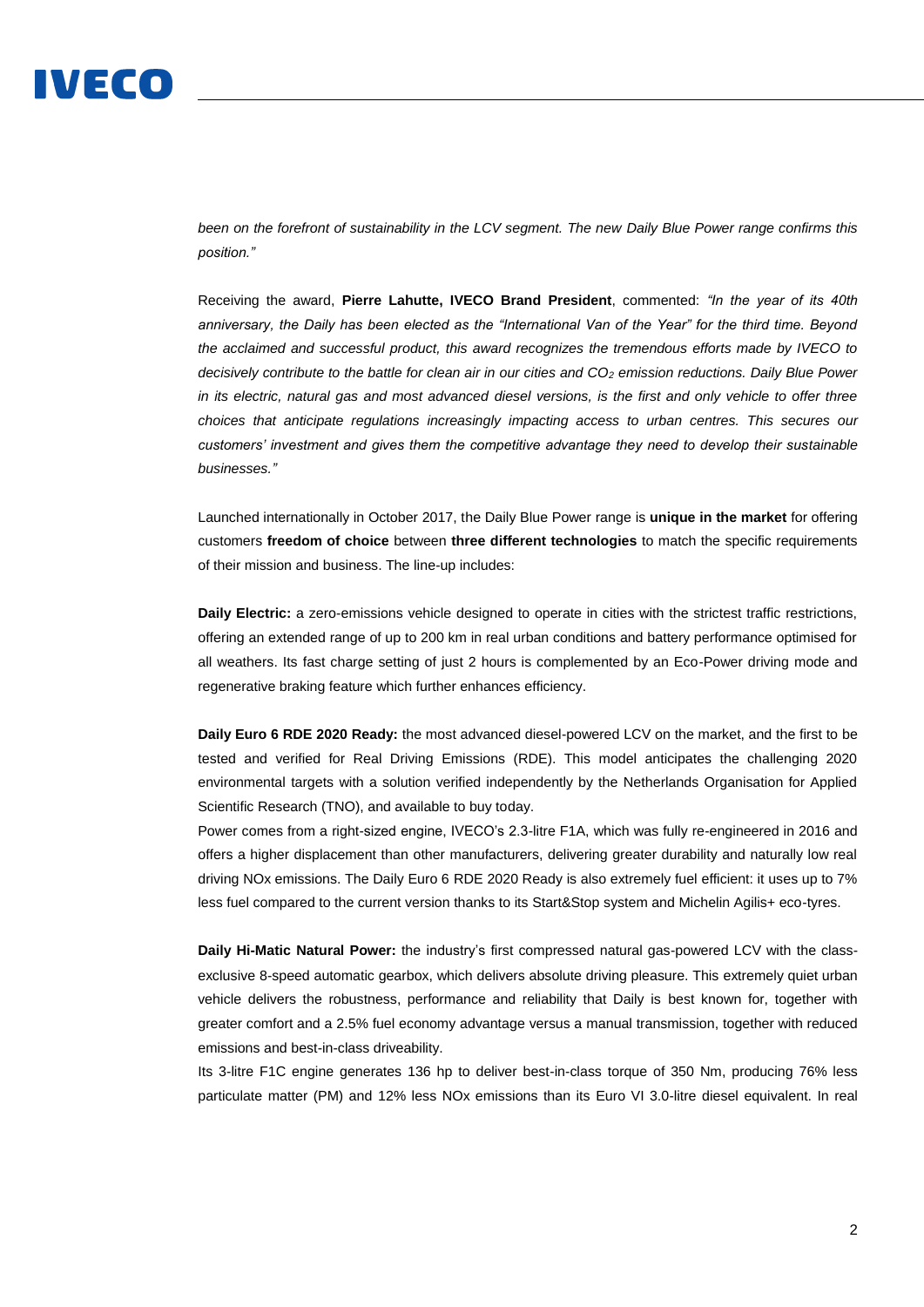*been on the forefront of sustainability in the LCV segment. The new Daily Blue Power range confirms this position."*

Receiving the award, **Pierre Lahutte, IVECO Brand President**, commented: *"In the year of its 40th anniversary, the Daily has been elected as the "International Van of the Year" for the third time. Beyond the acclaimed and successful product, this award recognizes the tremendous efforts made by IVECO to decisively contribute to the battle for clean air in our cities and $CO_2$ emission reductions. Daily Blue Power in its electric, natural gas and most advanced diesel versions, is the first and only vehicle to offer three choices that anticipate regulations increasingly impacting access to urban centres. This secures our customers' investment and gives them the competitive advantage they need to develop their sustainable businesses."*

Launched internationally in October 2017, the Daily Blue Power range is **unique in the market** for offering customers **freedom of choice** between **three different technologies** to match the specific requirements of their mission and business. The line-up includes:

**Daily Electric:** a zero-emissions vehicle designed to operate in cities with the strictest traffic restrictions, offering an extended range of up to 200 km in real urban conditions and battery performance optimised for all weathers. Its fast charge setting of just 2 hours is complemented by an Eco-Power driving mode and regenerative braking feature which further enhances efficiency.

**Daily Euro 6 RDE 2020 Ready:** the most advanced diesel-powered LCV on the market, and the first to be tested and verified for Real Driving Emissions (RDE). This model anticipates the challenging 2020 environmental targets with a solution verified independently by the Netherlands Organisation for Applied Scientific Research (TNO), and available to buy today.

Power comes from a right-sized engine, IVECO's 2.3-litre F1A, which was fully re-engineered in 2016 and offers a higher displacement than other manufacturers, delivering greater durability and naturally low real driving NOx emissions. The Daily Euro 6 RDE 2020 Ready is also extremely fuel efficient: it uses up to 7% less fuel compared to the current version thanks to its Start&Stop system and Michelin Agilis+ eco-tyres.

**Daily Hi-Matic Natural Power:** the industry's first compressed natural gas-powered LCV with the class-exclusive 8-speed automatic gearbox, which delivers absolute driving pleasure. This extremely quiet urban vehicle delivers the robustness, performance and reliability that Daily is best known for, together with greater comfort and a 2.5% fuel economy advantage versus a manual transmission, together with reduced emissions and best-in-class driveability.

Its 3-litre F1C engine generates 136 hp to deliver best-in-class torque of 350 Nm, producing 76% less particulate matter (PM) and 12% less NOx emissions than its Euro VI 3.0-litre diesel equivalent. In real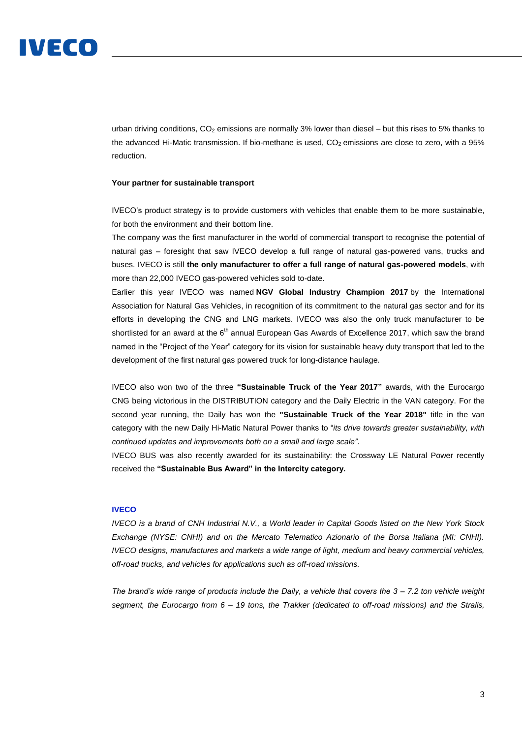urban driving conditions, $CO_2$ emissions are normally 3% lower than diesel – but this rises to 5% thanks to the advanced Hi-Matic transmission. If bio-methane is used, $CO_2$ emissions are close to zero, with a 95% reduction.

**Your partner for sustainable transport**

IVECO's product strategy is to provide customers with vehicles that enable them to be more sustainable, for both the environment and their bottom line.

The company was the first manufacturer in the world of commercial transport to recognise the potential of natural gas – foresight that saw IVECO develop a full range of natural gas-powered vans, trucks and buses. IVECO is still **the only manufacturer to offer a full range of natural gas-powered models**, with more than 22,000 IVECO gas-powered vehicles sold to-date.

Earlier this year IVECO was named **NGV Global Industry Champion 2017** by the International Association for Natural Gas Vehicles, in recognition of its commitment to the natural gas sector and for its efforts in developing the CNG and LNG markets. IVECO was also the only truck manufacturer to be shortlisted for an award at the 6th annual European Gas Awards of Excellence 2017, which saw the brand named in the "Project of the Year" category for its vision for sustainable heavy duty transport that led to the development of the first natural gas powered truck for long-distance haulage.

IVECO also won two of the three **"Sustainable Truck of the Year 2017"** awards, with the Eurocargo CNG being victorious in the DISTRIBUTION category and the Daily Electric in the VAN category. For the second year running, the Daily has won the **"Sustainable Truck of the Year 2018"** title in the van category with the new Daily Hi-Matic Natural Power thanks to "*its drive towards greater sustainability, with continued updates and improvements both on a small and large scale"*.

IVECO BUS was also recently awarded for its sustainability: the Crossway LE Natural Power recently received the **"Sustainable Bus Award" in the Intercity category.**

**IVECO**

*IVECO is a brand of CNH Industrial N.V., a World leader in Capital Goods listed on the New York Stock Exchange (NYSE: CNHI) and on the Mercato Telematico Azionario of the Borsa Italiana (MI: CNHI). IVECO designs, manufactures and markets a wide range of light, medium and heavy commercial vehicles, off-road trucks, and vehicles for applications such as off-road missions.*

*The brand's wide range of products include the Daily, a vehicle that covers the 3 – 7.2 ton vehicle weight segment, the Eurocargo from 6 – 19 tons, the Trakker (dedicated to off-road missions) and the Stralis,*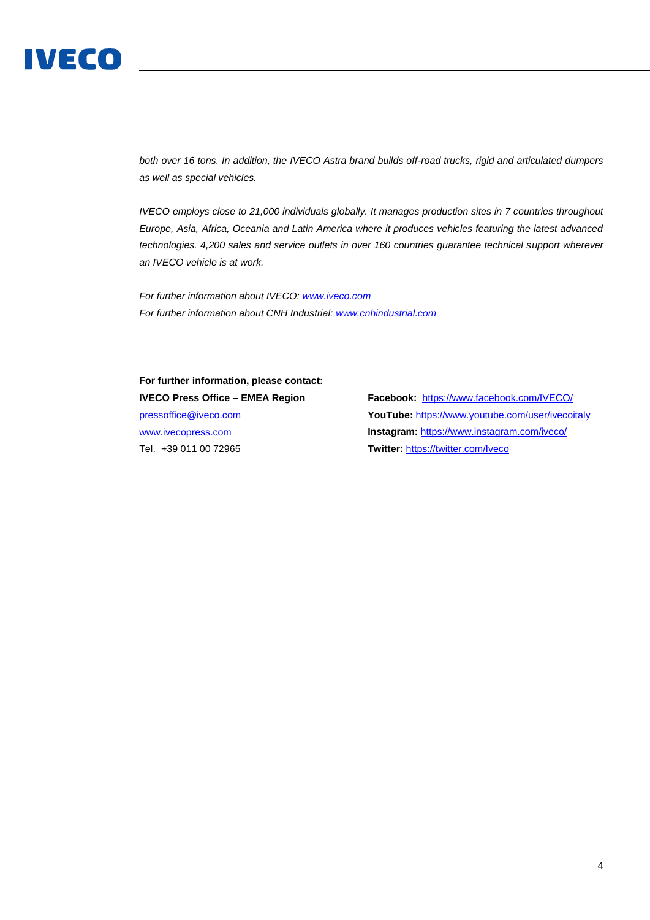*both over 16 tons. In addition, the IVECO Astra brand builds off-road trucks, rigid and articulated dumpers as well as special vehicles.*

*IVECO employs close to 21,000 individuals globally. It manages production sites in 7 countries throughout Europe, Asia, Africa, Oceania and Latin America where it produces vehicles featuring the latest advanced technologies. 4,200 sales and service outlets in over 160 countries guarantee technical support wherever an IVECO vehicle is at work.*

*For further information about IVECO: [www.iveco.com](http://www.iveco.com)*
*For further information about CNH Industrial: [www.cnhindustrial.com](http://www.cnhindustrial.com)*

**For further information, please contact:**
**IVECO Press Office – EMEA Region**
[pressoffice@iveco.com](mailto:pressoffice@iveco.com)
[www.ivecopress.com](http://www.ivecopress.com)
Tel. +39 011 00 72965

**Facebook:** [https://www.facebook.com/IVECO/](https://www.facebook.com/IVECO/)
**YouTube:** [https://www.youtube.com/user/ivecoitaly](https://www.youtube.com/user/ivecoitaly)
**Instagram:** [https://www.instagram.com/iveco/](https://www.instagram.com/iveco/)
**Twitter:** [https://twitter.com/Iveco](https://twitter.com/Iveco)